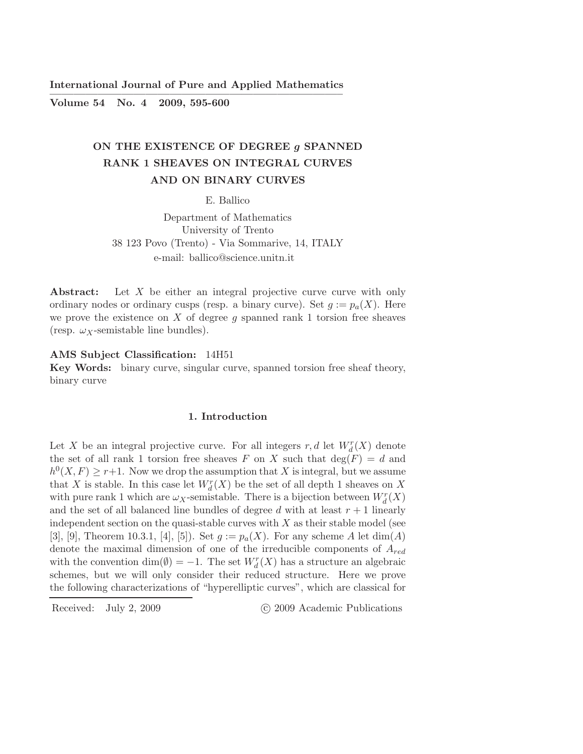**International Journal of Pure and Applied Mathematics**

**Volume 54 No. 4 2009, 595-600**

# ON THE EXISTENCE OF DEGREE $g$ SPANNED RANK 1 SHEAVES ON INTEGRAL CURVES AND ON BINARY CURVES

E. Ballico

Department of Mathematics
University of Trento
38 123 Povo (Trento) - Via Sommarive, 14, ITALY
e-mail: ballico@science.unitn.it

**Abstract:** Let $X$ be either an integral projective curve curve with only ordinary nodes or ordinary cusps (resp. a binary curve). Set $g := p_a(X)$. Here we prove the existence on $X$ of degree $g$ spanned rank 1 torsion free sheaves (resp. $\omega_X$-semistable line bundles).

**AMS Subject Classification:** 14H51

**Key Words:** binary curve, singular curve, spanned torsion free sheaf theory, binary curve

## 1. Introduction

Let $X$ be an integral projective curve. For all integers $r, d$ let $W^r_d(X)$ denote the set of all rank 1 torsion free sheaves $F$ on $X$ such that $\deg(F) = d$ and $h^0(X, F) \geq r+1$. Now we drop the assumption that $X$ is integral, but we assume that $X$ is stable. In this case let $W^r_d(X)$ be the set of all depth 1 sheaves on $X$ with pure rank 1 which are $\omega_X$-semistable. There is a bijection between $W^r_d(X)$ and the set of all balanced line bundles of degree $d$ with at least $r + 1$ linearly independent section on the quasi-stable curves with $X$ as their stable model (see [3], [9], Theorem 10.3.1, [4], [5]). Set $g := p_a(X)$. For any scheme $A$ let $\dim(A)$ denote the maximal dimension of one of the irreducible components of $A_{red}$ with the convention $\dim(\emptyset) = -1$. The set $W^r_d(X)$ has a structure an algebraic schemes, but we will only consider their reduced structure. Here we prove the following characterizations of "hyperelliptic curves", which are classical for

Received: July 2, 2009 © 2009 Academic Publications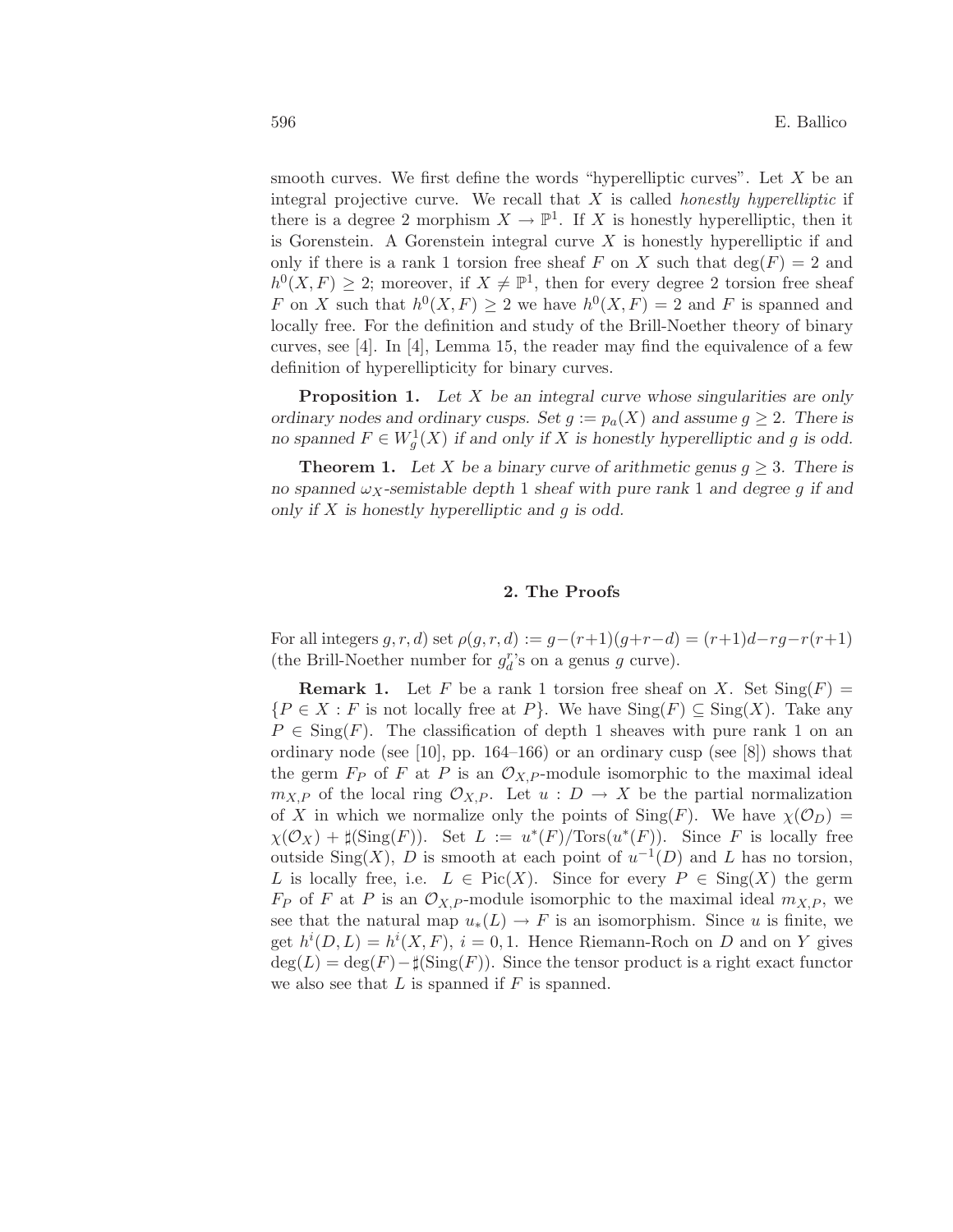smooth curves. We first define the words "hyperelliptic curves". Let $X$ be an integral projective curve. We recall that $X$ is called *honestly hyperelliptic* if there is a degree 2 morphism $X \to \mathbb{P}^1$. If $X$ is honestly hyperelliptic, then it is Gorenstein. A Gorenstein integral curve $X$ is honestly hyperelliptic if and only if there is a rank 1 torsion free sheaf $F$ on $X$ such that $\deg(F) = 2$ and $h^0(X, F) \geq 2$; moreover, if $X \neq \mathbb{P}^1$, then for every degree 2 torsion free sheaf $F$ on $X$ such that $h^0(X, F) \geq 2$ we have $h^0(X, F) = 2$ and $F$ is spanned and locally free. For the definition and study of the Brill-Noether theory of binary curves, see [4]. In [4], Lemma 15, the reader may find the equivalence of a few definition of hyperellipticity for binary curves.

**Proposition 1.** *Let $X$ be an integral curve whose singularities are only ordinary nodes and ordinary cusps. Set $g := p_a(X)$ and assume $g \geq 2$. There is no spanned $F \in W^1_g(X)$ if and only if $X$ is honestly hyperelliptic and $g$ is odd.*

**Theorem 1.** *Let $X$ be a binary curve of arithmetic genus $g \geq 3$. There is no spanned $\omega_X$-semistable depth 1 sheaf with pure rank 1 and degree $g$ if and only if $X$ is honestly hyperelliptic and $g$ is odd.*

## 2. The Proofs

For all integers $g, r, d$) set $\rho(g, r, d) := g-(r+1)(g+r-d) = (r+1)d-rg-r(r+1)$ (the Brill-Noether number for $g^r_d$'s on a genus $g$ curve).

**Remark 1.** Let $F$ be a rank 1 torsion free sheaf on $X$. Set $\mathrm{Sing}(F) = \{P \in X : F \text{ is not locally free at } P\}$. We have $\mathrm{Sing}(F) \subseteq \mathrm{Sing}(X)$. Take any $P \in \mathrm{Sing}(F)$. The classification of depth 1 sheaves with pure rank 1 on an ordinary node (see [10], pp. 164–166) or an ordinary cusp (see [8]) shows that the germ $F_P$ of $F$ at $P$ is an $\mathcal{O}_{X,P}$-module isomorphic to the maximal ideal $m_{X,P}$ of the local ring $\mathcal{O}_{X,P}$. Let $u : D \to X$ be the partial normalization of $X$ in which we normalize only the points of $\mathrm{Sing}(F)$. We have $\chi(\mathcal{O}_D) = \chi(\mathcal{O}_X) + \sharp(\mathrm{Sing}(F))$. Set $L := u^*(F)/\mathrm{Tors}(u^*(F))$. Since $F$ is locally free outside $\mathrm{Sing}(X)$, $D$ is smooth at each point of $u^{-1}(D)$ and $L$ has no torsion, $L$ is locally free, i.e. $L \in \mathrm{Pic}(X)$. Since for every $P \in \mathrm{Sing}(X)$ the germ $F_P$ of $F$ at $P$ is an $\mathcal{O}_{X,P}$-module isomorphic to the maximal ideal $m_{X,P}$, we see that the natural map $u_*(L) \to F$ is an isomorphism. Since $u$ is finite, we get $h^i(D, L) = h^i(X, F)$, $i = 0, 1$. Hence Riemann-Roch on $D$ and on $Y$ gives $\deg(L) = \deg(F) - \sharp(\mathrm{Sing}(F))$. Since the tensor product is a right exact functor we also see that $L$ is spanned if $F$ is spanned.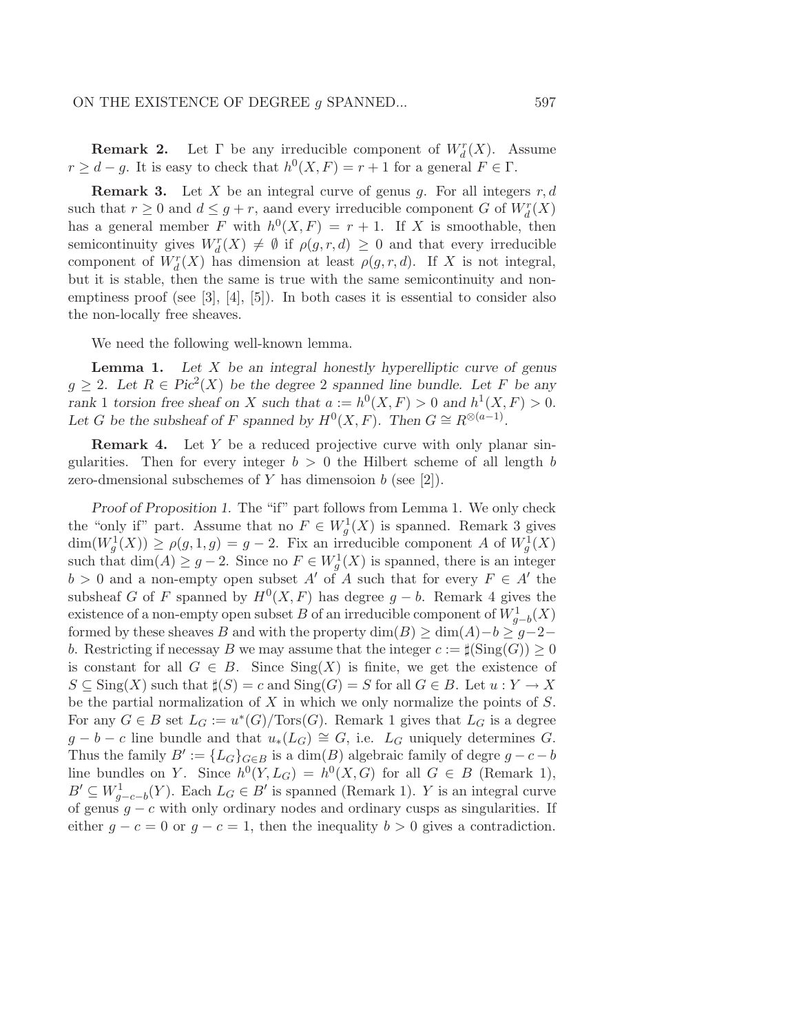**Remark 2.** Let $\Gamma$ be any irreducible component of $W^r_d(X)$. Assume $r \geq d - g$. It is easy to check that $h^0(X, F) = r + 1$ for a general $F \in \Gamma$.

**Remark 3.** Let $X$ be an integral curve of genus $g$. For all integers $r, d$ such that $r \geq 0$ and $d \leq g + r$, aand every irreducible component $G$ of $W^r_d(X)$ has a general member $F$ with $h^0(X, F) = r + 1$. If $X$ is smoothable, then semicontinuity gives $W^r_d(X) \neq \emptyset$ if $\rho(g, r, d) \geq 0$ and that every irreducible component of $W^r_d(X)$ has dimension at least $\rho(g, r, d)$. If $X$ is not integral, but it is stable, then the same is true with the same semicontinuity and non-emptiness proof (see [3], [4], [5]). In both cases it is essential to consider also the non-locally free sheaves.

We need the following well-known lemma.

**Lemma 1.** *Let $X$ be an integral honestly hyperelliptic curve of genus $g \geq 2$. Let $R \in Pic^2(X)$ be the degree 2 spanned line bundle. Let $F$ be any rank 1 torsion free sheaf on $X$ such that $a := h^0(X, F) > 0$ and $h^1(X, F) > 0$. Let $G$ be the subsheaf of $F$ spanned by $H^0(X, F)$. Then $G \cong R^{\otimes(a-1)}$.*

**Remark 4.** Let $Y$ be a reduced projective curve with only planar singularities. Then for every integer $b > 0$ the Hilbert scheme of all length $b$ zero-dmensional subschemes of $Y$ has dimensoion $b$ (see [2]).

*Proof of Proposition 1.* The "if" part follows from Lemma 1. We only check the "only if" part. Assume that no $F \in W^1_g(X)$ is spanned. Remark 3 gives $\dim(W^1_g(X)) \geq \rho(g, 1, g) = g - 2$. Fix an irreducible component $A$ of $W^1_g(X)$ such that $\dim(A) \geq g - 2$. Since no $F \in W^1_g(X)$ is spanned, there is an integer $b > 0$ and a non-empty open subset $A'$ of $A$ such that for every $F \in A'$ the subsheaf $G$ of $F$ spanned by $H^0(X, F)$ has degree $g - b$. Remark 4 gives the existence of a non-empty open subset $B$ of an irreducible component of $W^1_{g-b}(X)$ formed by these sheaves $B$ and with the property $\dim(B) \geq \dim(A) - b \geq g - 2 - b$. Restricting if necessay $B$ we may assume that the integer $c := \sharp(\mathrm{Sing}(G)) \geq 0$ is constant for all $G \in B$. Since $\mathrm{Sing}(X)$ is finite, we get the existence of $S \subseteq \mathrm{Sing}(X)$ such that $\sharp(S) = c$ and $\mathrm{Sing}(G) = S$ for all $G \in B$. Let $u : Y \to X$ be the partial normalization of $X$ in which we only normalize the points of $S$. For any $G \in B$ set $L_G := u^*(G)/\mathrm{Tors}(G)$. Remark 1 gives that $L_G$ is a degree $g - b - c$ line bundle and that $u_*(L_G) \cong G$, i.e. $L_G$ uniquely determines $G$. Thus the family $B' := \{L_G\}_{G \in B}$ is a $\dim(B)$ algebraic family of degre $g - c - b$ line bundles on $Y$. Since $h^0(Y, L_G) = h^0(X, G)$ for all $G \in B$ (Remark 1), $B' \subseteq W^1_{g-c-b}(Y)$. Each $L_G \in B'$ is spanned (Remark 1). $Y$ is an integral curve of genus $g - c$ with only ordinary nodes and ordinary cusps as singularities. If either $g - c = 0$ or $g - c = 1$, then the inequality $b > 0$ gives a contradiction.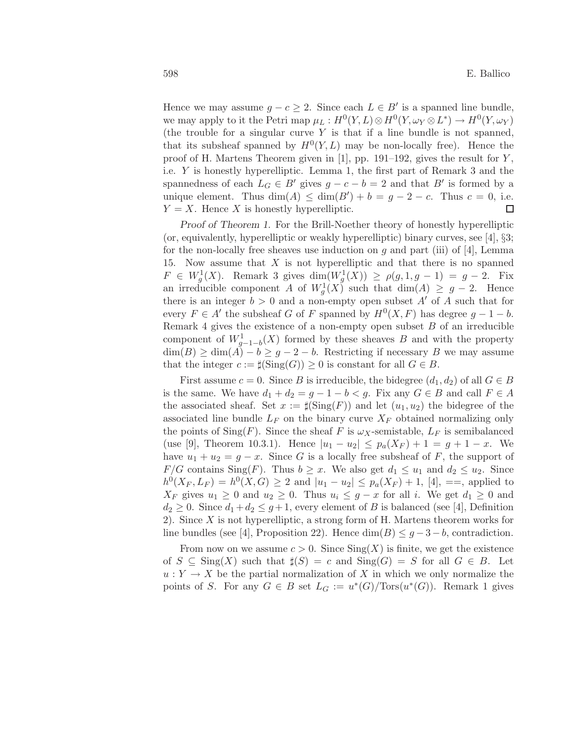Hence we may assume $g - c \geq 2$. Since each $L \in B'$ is a spanned line bundle, we may apply to it the Petri map $\mu_L : H^0(Y, L) \otimes H^0(Y, \omega_Y \otimes L^*) \to H^0(Y, \omega_Y)$ (the trouble for a singular curve $Y$ is that if a line bundle is not spanned, that its subsheaf spanned by $H^0(Y, L)$ may be non-locally free). Hence the proof of H. Martens Theorem given in [1], pp. 191–192, gives the result for $Y$, i.e. $Y$ is honestly hyperelliptic. Lemma 1, the first part of Remark 3 and the spannedness of each $L_G \in B'$ gives $g - c - b = 2$ and that $B'$ is formed by a unique element. Thus $\dim(A) \leq \dim(B') + b = g - 2 - c$. Thus $c = 0$, i.e. $Y = X$. Hence $X$ is honestly hyperelliptic. □

*Proof of Theorem 1.* For the Brill-Noether theory of honestly hyperelliptic (or, equivalently, hyperelliptic or weakly hyperelliptic) binary curves, see [4], §3; for the non-locally free sheaves use induction on $g$ and part (iii) of [4], Lemma 15. Now assume that $X$ is not hyperelliptic and that there is no spanned $F \in W^1_g(X)$. Remark 3 gives $\dim(W^1_g(X)) \geq \rho(g, 1, g-1) = g - 2$. Fix an irreducible component $A$ of $W^1_g(X)$ such that $\dim(A) \geq g - 2$. Hence there is an integer $b > 0$ and a non-empty open subset $A'$ of $A$ such that for every $F \in A'$ the subsheaf $G$ of $F$ spanned by $H^0(X, F)$ has degree $g - 1 - b$. Remark 4 gives the existence of a non-empty open subset $B$ of an irreducible component of $W^1_{g-1-b}(X)$ formed by these sheaves $B$ and with the property $\dim(B) \geq \dim(A) - b \geq g - 2 - b$. Restricting if necessary $B$ we may assume that the integer $c := \sharp(\mathrm{Sing}(G)) \geq 0$ is constant for all $G \in B$.

First assume $c = 0$. Since $B$ is irreducible, the bidegree $(d_1, d_2)$ of all $G \in B$ is the same. We have $d_1 + d_2 = g - 1 - b < g$. Fix any $G \in B$ and call $F \in A$ the associated sheaf. Set $x := \sharp(\mathrm{Sing}(F))$ and let $(u_1, u_2)$ the bidegree of the associated line bundle $L_F$ on the binary curve $X_F$ obtained normalizing only the points of $\mathrm{Sing}(F)$. Since the sheaf $F$ is $\omega_X$-semistable, $L_F$ is semibalanced (use [9], Theorem 10.3.1). Hence $|u_1 - u_2| \leq p_a(X_F) + 1 = g + 1 - x$. We have $u_1 + u_2 = g - x$. Since $G$ is a locally free subsheaf of $F$, the support of $F/G$ contains $\mathrm{Sing}(F)$. Thus $b \geq x$. We also get $d_1 \leq u_1$ and $d_2 \leq u_2$. Since $h^0(X_F, L_F) = h^0(X, G) \geq 2$ and $|u_1 - u_2| \leq p_a(X_F) + 1$, [4], ==, applied to $X_F$ gives $u_1 \geq 0$ and $u_2 \geq 0$. Thus $u_i \leq g - x$ for all $i$. We get $d_1 \geq 0$ and $d_2 \geq 0$. Since $d_1 + d_2 \leq g + 1$, every element of $B$ is balanced (see [4], Definition 2). Since $X$ is not hyperelliptic, a strong form of H. Martens theorem works for line bundles (see [4], Proposition 22). Hence $\dim(B) \leq g - 3 - b$, contradiction.

From now on we assume $c > 0$. Since $\mathrm{Sing}(X)$ is finite, we get the existence of $S \subseteq \mathrm{Sing}(X)$ such that $\sharp(S) = c$ and $\mathrm{Sing}(G) = S$ for all $G \in B$. Let $u : Y \to X$ be the partial normalization of $X$ in which we only normalize the points of $S$. For any $G \in B$ set $L_G := u^*(G)/\mathrm{Tors}(u^*(G))$. Remark 1 gives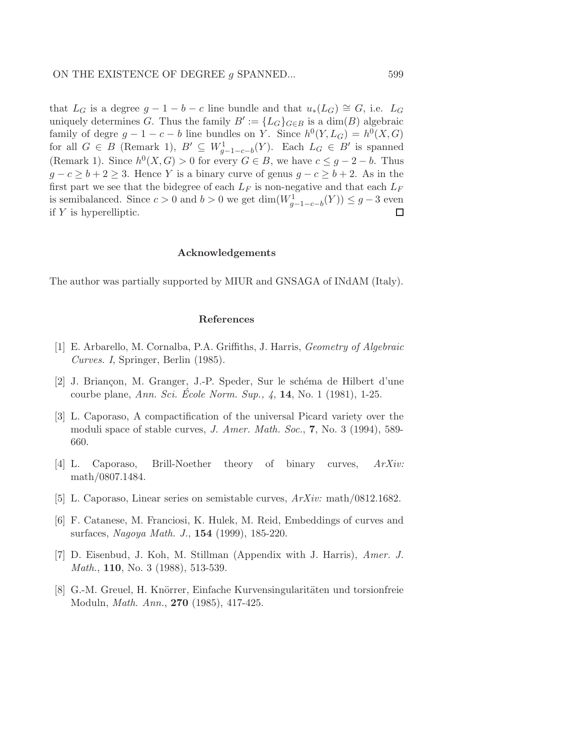that $L_G$ is a degree $g-1-b-c$ line bundle and that $u_*(L_G) \cong G$, i.e. $L_G$ uniquely determines $G$. Thus the family $B' := \{L_G\}_{G \in B}$ is a $\dim(B)$ algebraic family of degre $g-1-c-b$ line bundles on $Y$. Since $h^0(Y, L_G) = h^0(X, G)$ for all $G \in B$ (Remark 1), $B' \subseteq W^1_{g-1-c-b}(Y)$. Each $L_G \in B'$ is spanned (Remark 1). Since $h^0(X, G) > 0$ for every $G \in B$, we have $c \leq g-2-b$. Thus $g - c \geq b + 2 \geq 3$. Hence $Y$ is a binary curve of genus $g - c \geq b + 2$. As in the first part we see that the bidegree of each $L_F$ is non-negative and that each $L_F$ is semibalanced. Since $c > 0$ and $b > 0$ we get $\dim(W^1_{g-1-c-b}(Y)) \leq g-3$ even if $Y$ is hyperelliptic. □

## Acknowledgements

The author was partially supported by MIUR and GNSAGA of INdAM (Italy).

## References

[1] E. Arbarello, M. Cornalba, P.A. Griffiths, J. Harris, *Geometry of Algebraic Curves. I*, Springer, Berlin (1985).

[2] J. Briançon, M. Granger, J.-P. Speder, Sur le schéma de Hilbert d'une courbe plane, *Ann. Sci. École Norm. Sup., 4*, **14**, No. 1 (1981), 1-25.

[3] L. Caporaso, A compactification of the universal Picard variety over the moduli space of stable curves, *J. Amer. Math. Soc.*, **7**, No. 3 (1994), 589-660.

[4] L. Caporaso, Brill-Noether theory of binary curves, *ArXiv:* math/0807.1484.

[5] L. Caporaso, Linear series on semistable curves, *ArXiv:* math/0812.1682.

[6] F. Catanese, M. Franciosi, K. Hulek, M. Reid, Embeddings of curves and surfaces, *Nagoya Math. J.*, **154** (1999), 185-220.

[7] D. Eisenbud, J. Koh, M. Stillman (Appendix with J. Harris), *Amer. J. Math.*, **110**, No. 3 (1988), 513-539.

[8] G.-M. Greuel, H. Knörrer, Einfache Kurvensingularitäten und torsionfreie Moduln, *Math. Ann.*, **270** (1985), 417-425.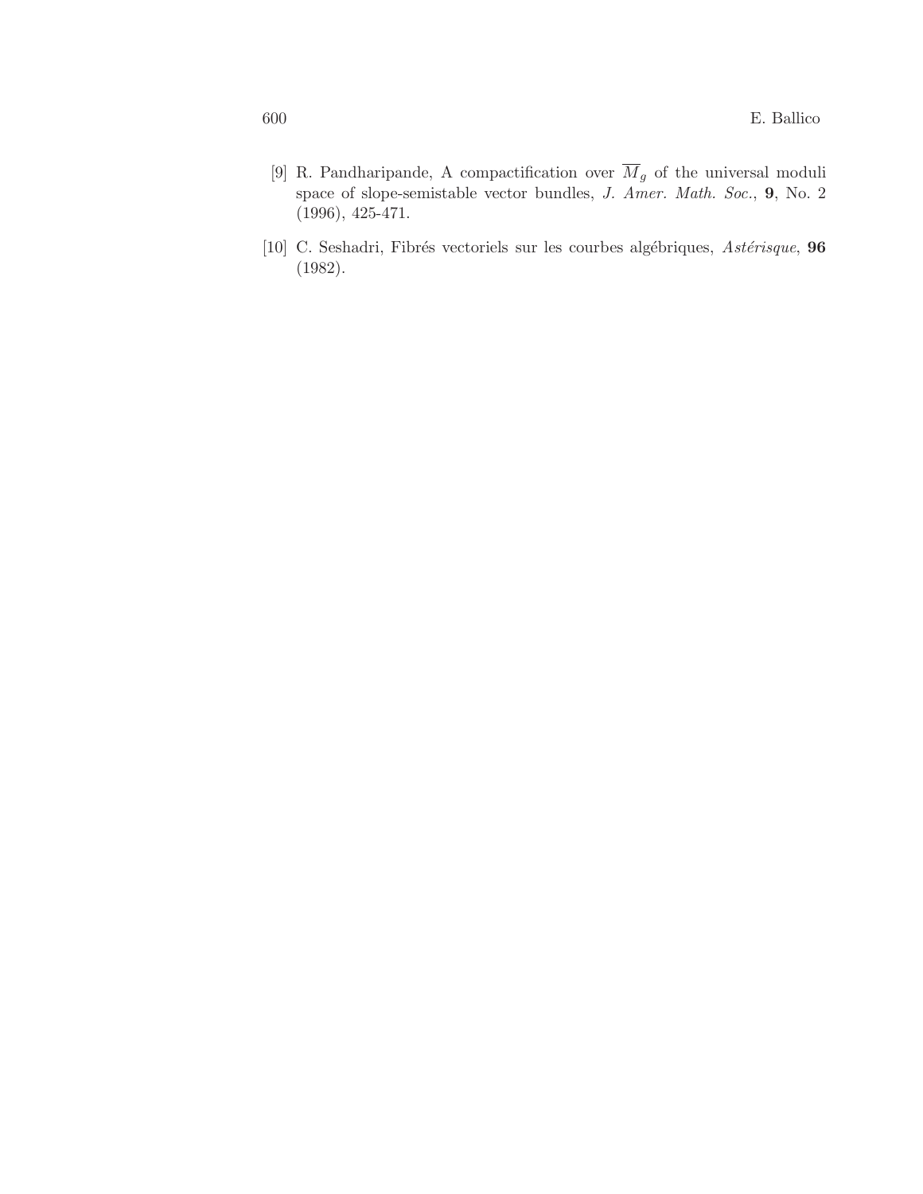[9] R. Pandharipande, A compactification over $\overline{M}_g$ of the universal moduli space of slope-semistable vector bundles, *J. Amer. Math. Soc.*, **9**, No. 2 (1996), 425-471.

[10] C. Seshadri, Fibrés vectoriels sur les courbes algébriques, *Astérisque*, **96** (1982).